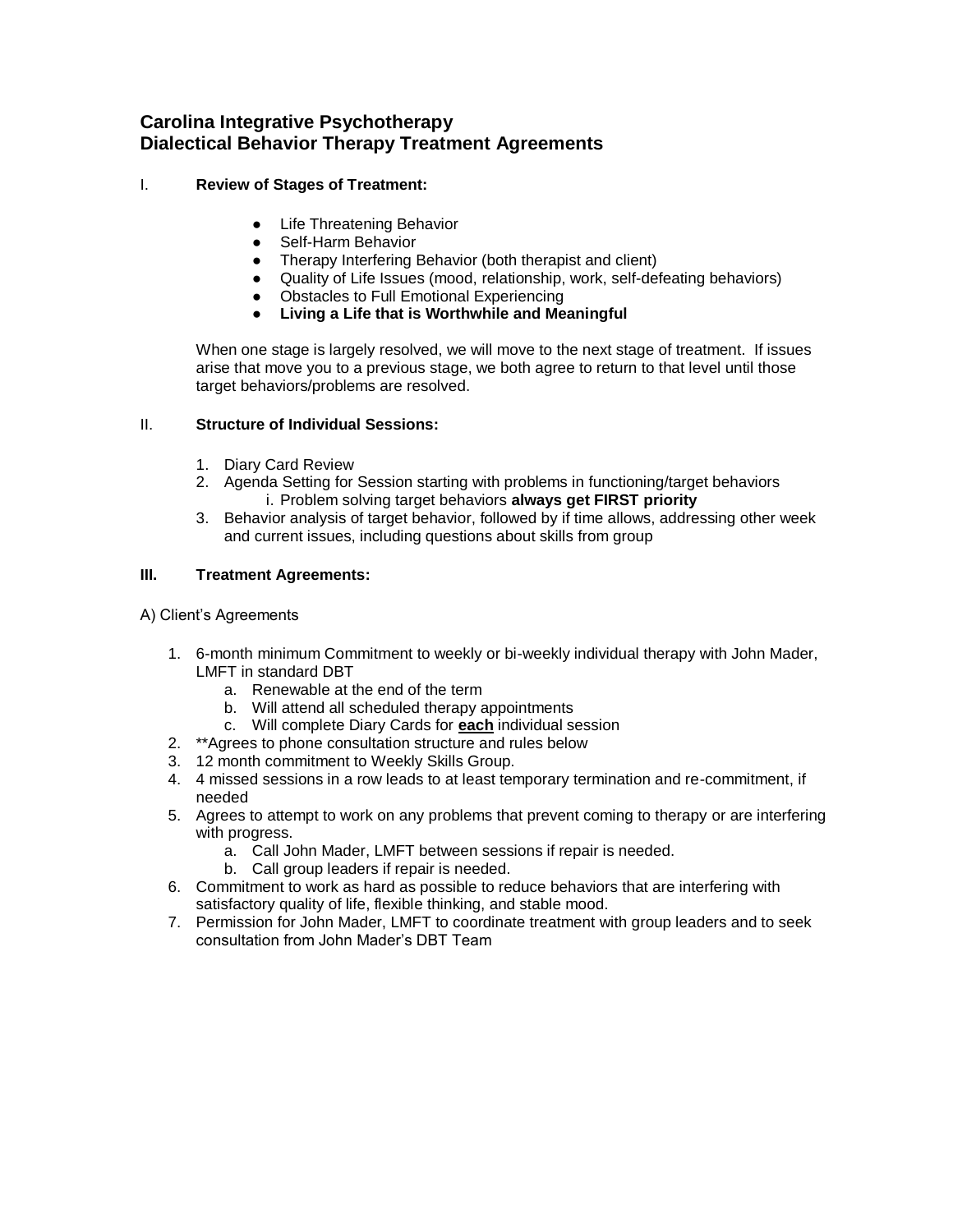# Carolina Integrative Psychotherapy
# Dialectical Behavior Therapy Treatment Agreements

## I. Review of Stages of Treatment:

- Life Threatening Behavior
- Self-Harm Behavior
- Therapy Interfering Behavior (both therapist and client)
- Quality of Life Issues (mood, relationship, work, self-defeating behaviors)
- Obstacles to Full Emotional Experiencing
- **Living a Life that is Worthwhile and Meaningful**

When one stage is largely resolved, we will move to the next stage of treatment. If issues arise that move you to a previous stage, we both agree to return to that level until those target behaviors/problems are resolved.

## II. Structure of Individual Sessions:

1. Diary Card Review
2. Agenda Setting for Session starting with problems in functioning/target behaviors
   i. Problem solving target behaviors **always get FIRST priority**
3. Behavior analysis of target behavior, followed by if time allows, addressing other week and current issues, including questions about skills from group

## III. Treatment Agreements:

A) Client's Agreements

1. 6-month minimum Commitment to weekly or bi-weekly individual therapy with John Mader, LMFT in standard DBT
   a. Renewable at the end of the term
   b. Will attend all scheduled therapy appointments
   c. Will complete Diary Cards for **<u>each</u>** individual session
2. **Agrees to phone consultation structure and rules below
3. 12 month commitment to Weekly Skills Group.
4. 4 missed sessions in a row leads to at least temporary termination and re-commitment, if needed
5. Agrees to attempt to work on any problems that prevent coming to therapy or are interfering with progress.
   a. Call John Mader, LMFT between sessions if repair is needed.
   b. Call group leaders if repair is needed.
6. Commitment to work as hard as possible to reduce behaviors that are interfering with satisfactory quality of life, flexible thinking, and stable mood.
7. Permission for John Mader, LMFT to coordinate treatment with group leaders and to seek consultation from John Mader's DBT Team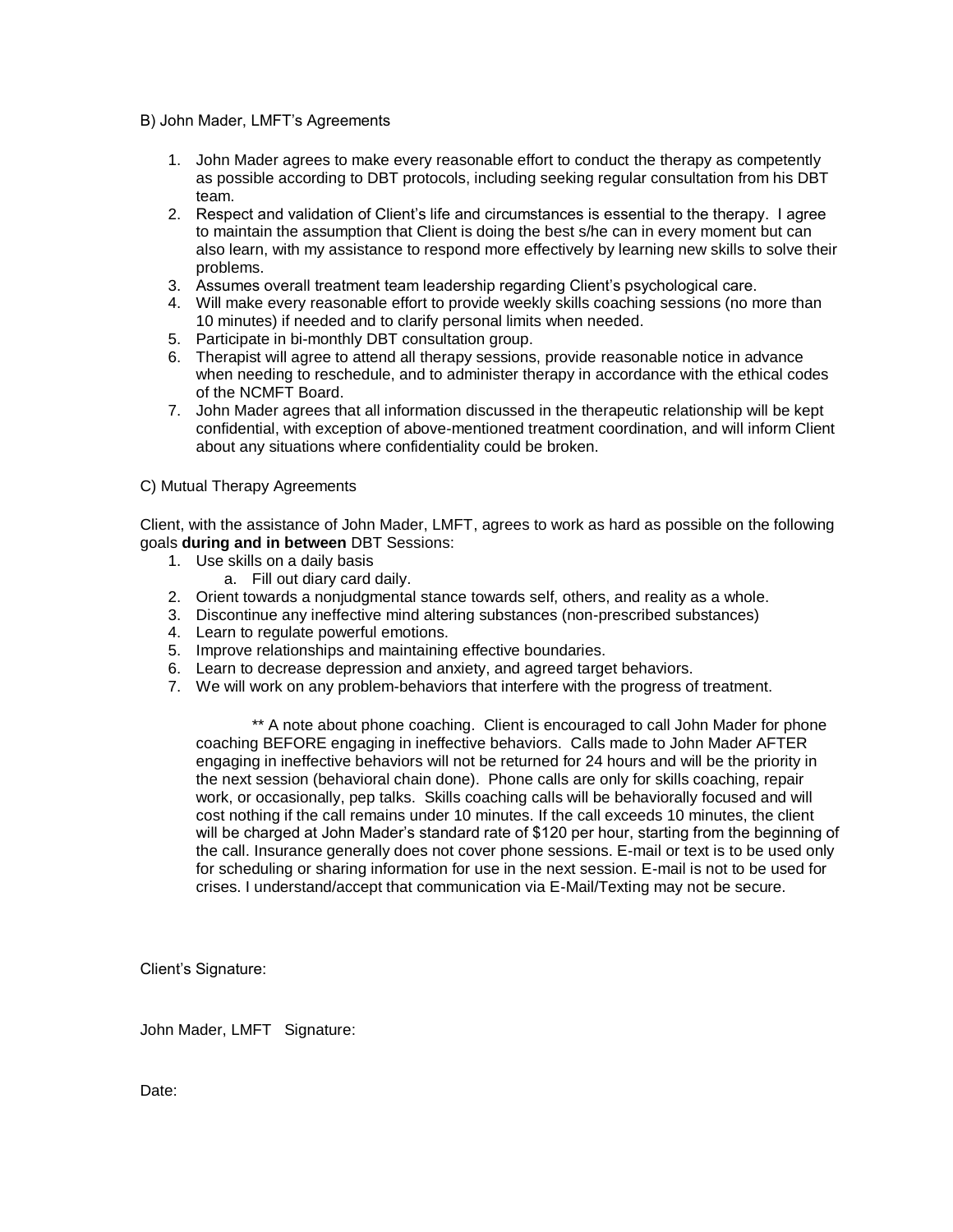B) John Mader, LMFT's Agreements

1. John Mader agrees to make every reasonable effort to conduct the therapy as competently as possible according to DBT protocols, including seeking regular consultation from his DBT team.
2. Respect and validation of Client's life and circumstances is essential to the therapy. I agree to maintain the assumption that Client is doing the best s/he can in every moment but can also learn, with my assistance to respond more effectively by learning new skills to solve their problems.
3. Assumes overall treatment team leadership regarding Client's psychological care.
4. Will make every reasonable effort to provide weekly skills coaching sessions (no more than 10 minutes) if needed and to clarify personal limits when needed.
5. Participate in bi-monthly DBT consultation group.
6. Therapist will agree to attend all therapy sessions, provide reasonable notice in advance when needing to reschedule, and to administer therapy in accordance with the ethical codes of the NCMFT Board.
7. John Mader agrees that all information discussed in the therapeutic relationship will be kept confidential, with exception of above-mentioned treatment coordination, and will inform Client about any situations where confidentiality could be broken.

C) Mutual Therapy Agreements

Client, with the assistance of John Mader, LMFT, agrees to work as hard as possible on the following goals **during and in between** DBT Sessions:

1. Use skills on a daily basis
   a. Fill out diary card daily.
2. Orient towards a nonjudgmental stance towards self, others, and reality as a whole.
3. Discontinue any ineffective mind altering substances (non-prescribed substances)
4. Learn to regulate powerful emotions.
5. Improve relationships and maintaining effective boundaries.
6. Learn to decrease depression and anxiety, and agreed target behaviors.
7. We will work on any problem-behaviors that interfere with the progress of treatment.

** A note about phone coaching. Client is encouraged to call John Mader for phone coaching BEFORE engaging in ineffective behaviors. Calls made to John Mader AFTER engaging in ineffective behaviors will not be returned for 24 hours and will be the priority in the next session (behavioral chain done). Phone calls are only for skills coaching, repair work, or occasionally, pep talks. Skills coaching calls will be behaviorally focused and will cost nothing if the call remains under 10 minutes. If the call exceeds 10 minutes, the client will be charged at John Mader's standard rate of $120 per hour, starting from the beginning of the call. Insurance generally does not cover phone sessions. E-mail or text is to be used only for scheduling or sharing information for use in the next session. E-mail is not to be used for crises. I understand/accept that communication via E-Mail/Texting may not be secure.

Client's Signature:

John Mader, LMFT Signature:

Date: